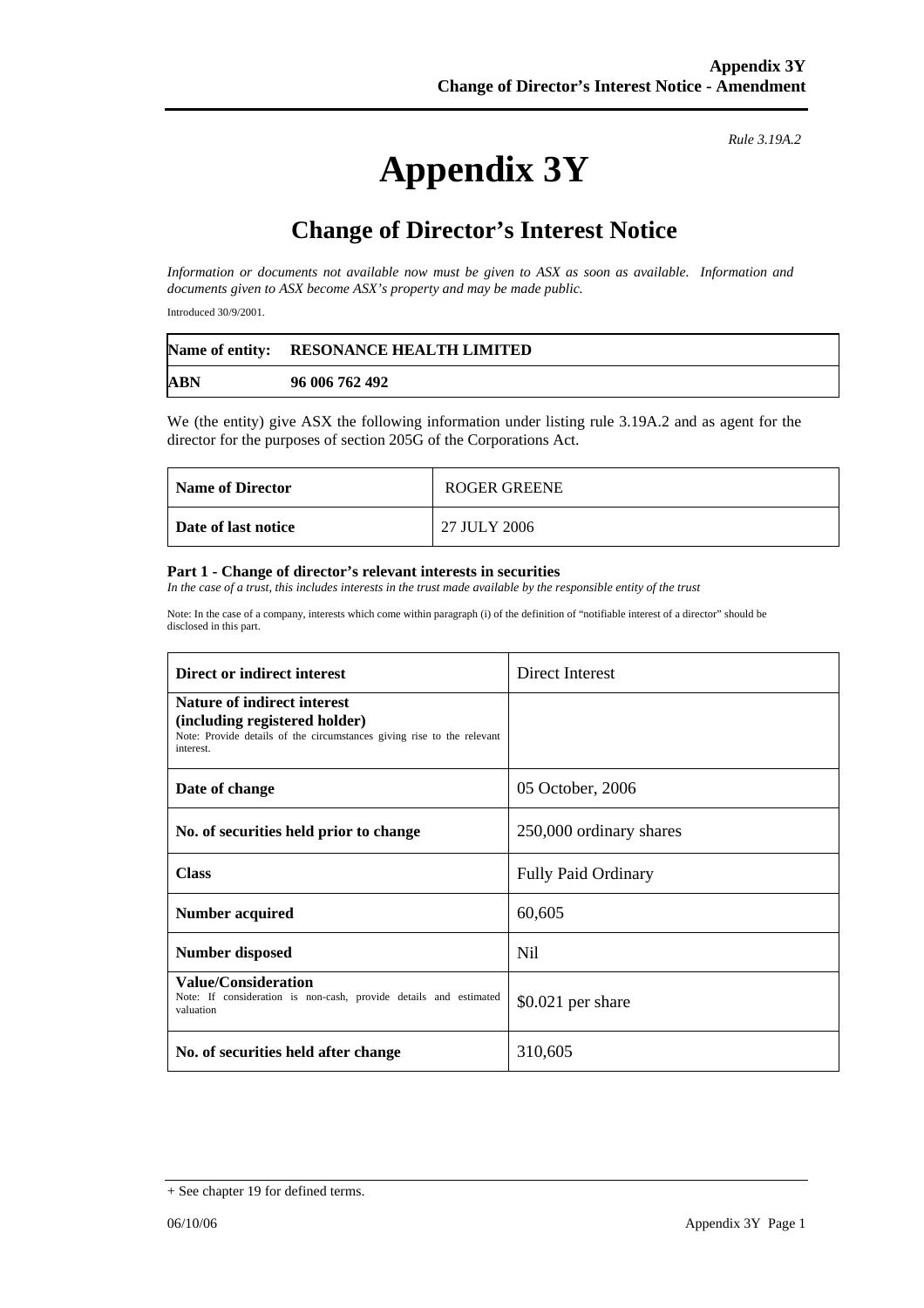*Rule 3.19A.2*

# Appendix 3Y

## Change of Director's Interest Notice

*Information or documents not available now must be given to ASX as soon as available. Information and documents given to ASX become ASX's property and may be made public.*

Introduced 30/9/2001.

| **Name of entity:** | **RESONANCE HEALTH LIMITED** |
|---|---|
| **ABN** | **96 006 762 492** |

We (the entity) give ASX the following information under listing rule 3.19A.2 and as agent for the director for the purposes of section 205G of the Corporations Act.

| **Name of Director** | ROGER GREENE |
|---|---|
| **Date of last notice** | 27 JULY 2006 |

### Part 1 - Change of director's relevant interests in securities

*In the case of a trust, this includes interests in the trust made available by the responsible entity of the trust*

Note: In the case of a company, interests which come within paragraph (i) of the definition of "notifiable interest of a director" should be disclosed in this part.

| **Direct or indirect interest** | Direct Interest |
|---|---|
| **Nature of indirect interest (including registered holder)** Note: Provide details of the circumstances giving rise to the relevant interest. | |
| **Date of change** | 05 October, 2006 |
| **No. of securities held prior to change** | 250,000 ordinary shares |
| **Class** | Fully Paid Ordinary |
| **Number acquired** | 60,605 |
| **Number disposed** | Nil |
| **Value/Consideration** Note: If consideration is non-cash, provide details and estimated valuation | $0.021 per share |
| **No. of securities held after change** | 310,605 |

+ See chapter 19 for defined terms.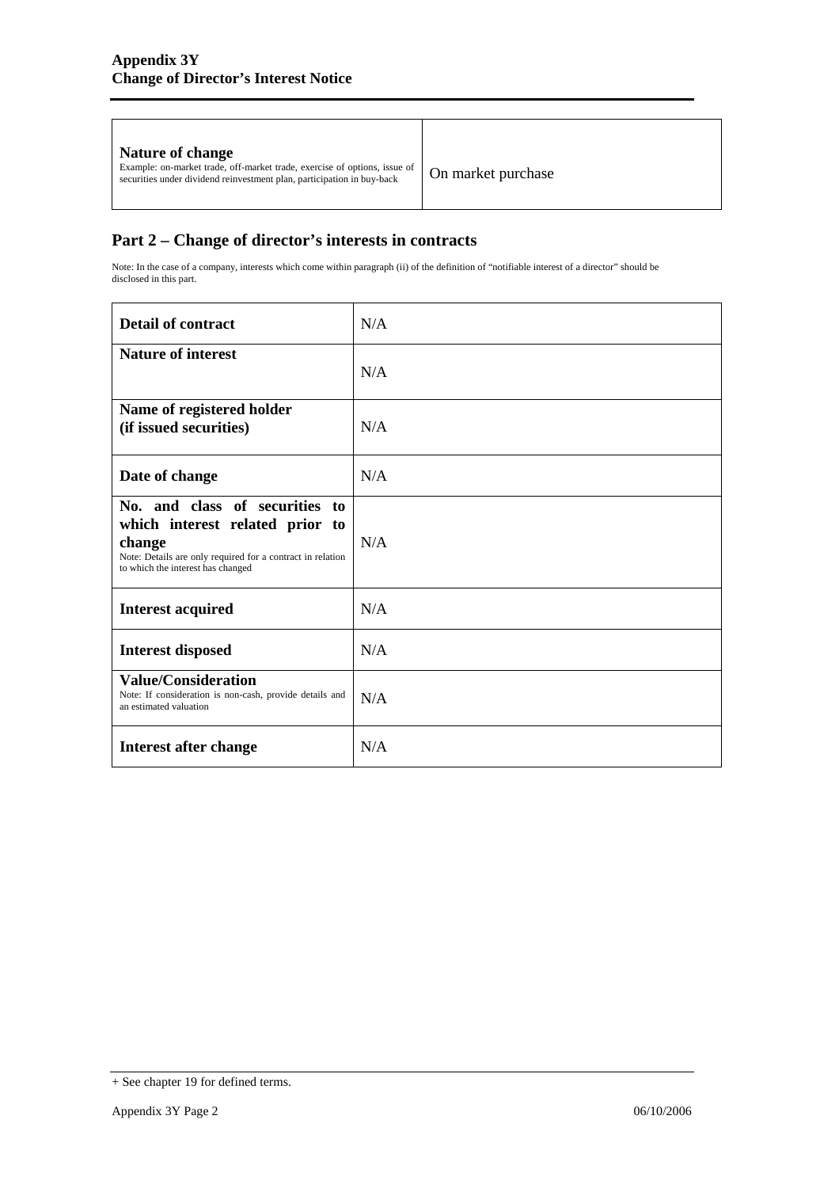| Nature of change<br>Example: on-market trade, off-market trade, exercise of options, issue of securities under dividend reinvestment plan, participation in buy-back | On market purchase |
|---|---|

## Part 2 – Change of director's interests in contracts

Note: In the case of a company, interests which come within paragraph (ii) of the definition of "notifiable interest of a director" should be disclosed in this part.

| **Detail of contract** | N/A |
|---|---|
| **Nature of interest** | N/A |
| **Name of registered holder (if issued securities)** | N/A |
| **Date of change** | N/A |
| **No. and class of securities to which interest related prior to change**<br>Note: Details are only required for a contract in relation to which the interest has changed | N/A |
| **Interest acquired** | N/A |
| **Interest disposed** | N/A |
| **Value/Consideration**<br>Note: If consideration is non-cash, provide details and an estimated valuation | N/A |
| **Interest after change** | N/A |

+ See chapter 19 for defined terms.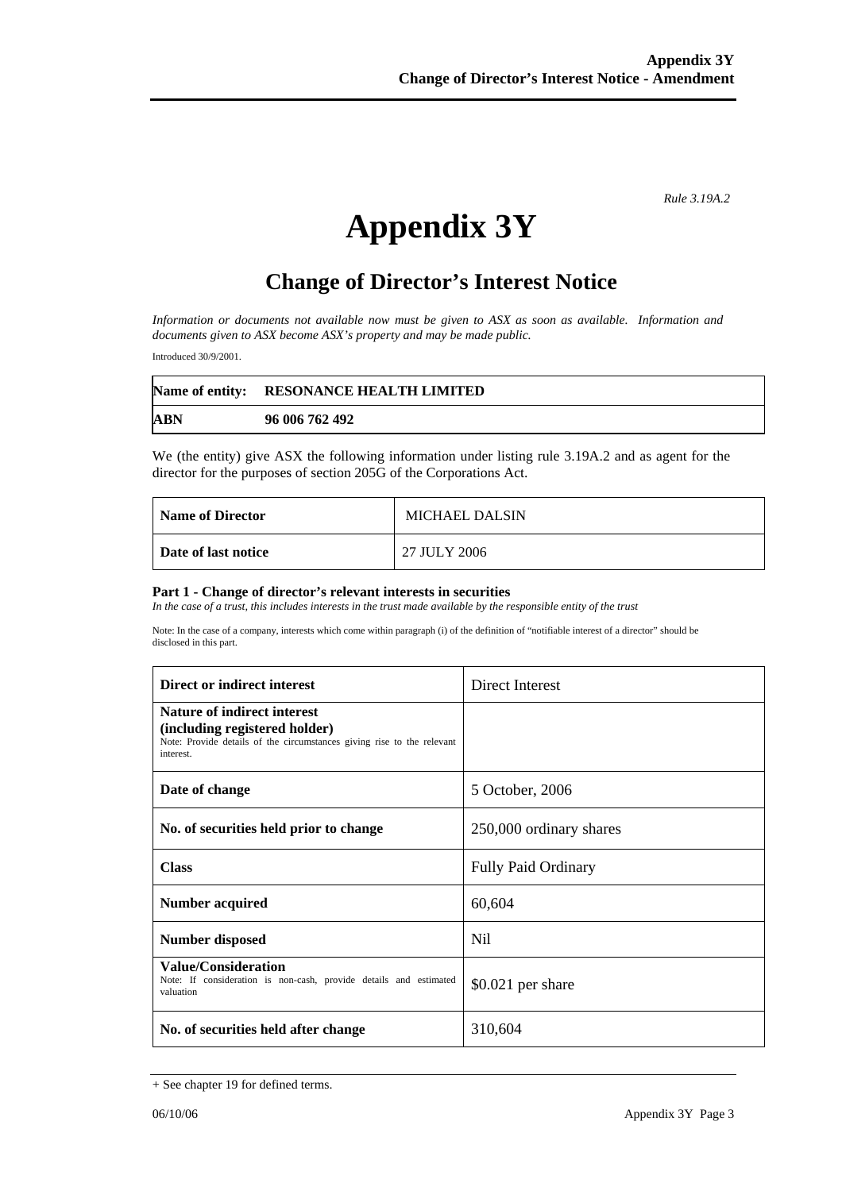Rule 3.19A.2

# Appendix 3Y

## Change of Director's Interest Notice

*Information or documents not available now must be given to ASX as soon as available. Information and documents given to ASX become ASX's property and may be made public.*

Introduced 30/9/2001.

| **Name of entity:** | **RESONANCE HEALTH LIMITED** |
|---|---|
| **ABN** | **96 006 762 492** |

We (the entity) give ASX the following information under listing rule 3.19A.2 and as agent for the director for the purposes of section 205G of the Corporations Act.

| **Name of Director** | MICHAEL DALSIN |
|---|---|
| **Date of last notice** | 27 JULY 2006 |

**Part 1 - Change of director's relevant interests in securities**

*In the case of a trust, this includes interests in the trust made available by the responsible entity of the trust*

Note: In the case of a company, interests which come within paragraph (i) of the definition of "notifiable interest of a director" should be disclosed in this part.

| **Direct or indirect interest** | Direct Interest |
|---|---|
| **Nature of indirect interest (including registered holder)** Note: Provide details of the circumstances giving rise to the relevant interest. | |
| **Date of change** | 5 October, 2006 |
| **No. of securities held prior to change** | 250,000 ordinary shares |
| **Class** | Fully Paid Ordinary |
| **Number acquired** | 60,604 |
| **Number disposed** | Nil |
| **Value/Consideration** Note: If consideration is non-cash, provide details and estimated valuation | $0.021 per share |
| **No. of securities held after change** | 310,604 |

+ See chapter 19 for defined terms.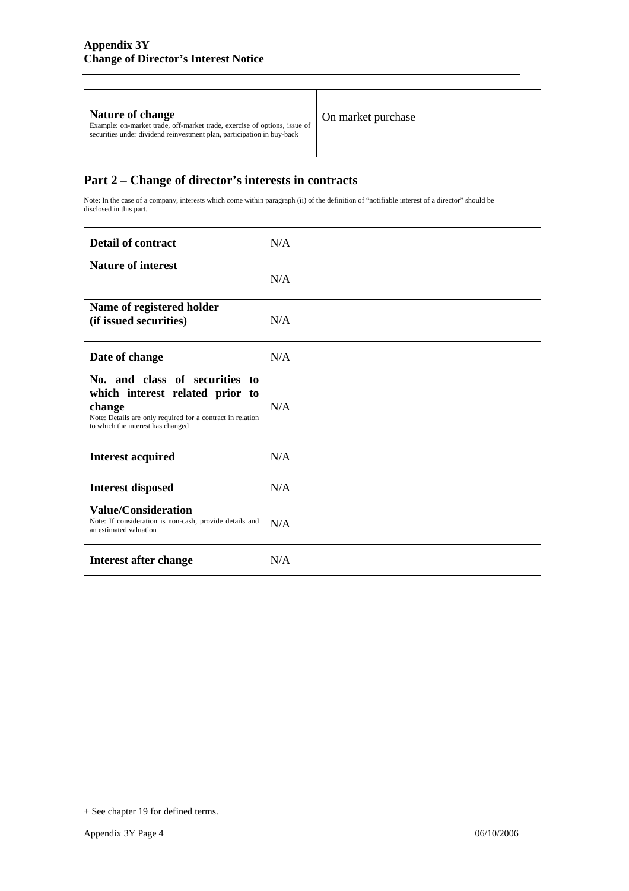| | |
|---|---|
| **Nature of change**<br>Example: on-market trade, off-market trade, exercise of options, issue of securities under dividend reinvestment plan, participation in buy-back | On market purchase |

## Part 2 – Change of director's interests in contracts

Note: In the case of a company, interests which come within paragraph (ii) of the definition of "notifiable interest of a director" should be disclosed in this part.

| | |
|---|---|
| **Detail of contract** | N/A |
| **Nature of interest** | N/A |
| **Name of registered holder (if issued securities)** | N/A |
| **Date of change** | N/A |
| **No. and class of securities to which interest related prior to change**<br>Note: Details are only required for a contract in relation to which the interest has changed | N/A |
| **Interest acquired** | N/A |
| **Interest disposed** | N/A |
| **Value/Consideration**<br>Note: If consideration is non-cash, provide details and an estimated valuation | N/A |
| **Interest after change** | N/A |

+ See chapter 19 for defined terms.